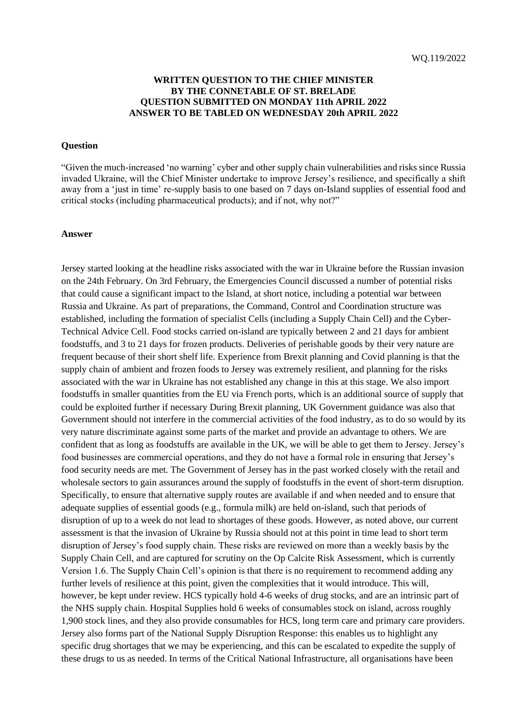WQ.119/2022

**WRITTEN QUESTION TO THE CHIEF MINISTER**
**BY THE CONNETABLE OF ST. BRELADE**
**QUESTION SUBMITTED ON MONDAY 11th APRIL 2022**
**ANSWER TO BE TABLED ON WEDNESDAY 20th APRIL 2022**

**Question**

"Given the much-increased 'no warning' cyber and other supply chain vulnerabilities and risks since Russia invaded Ukraine, will the Chief Minister undertake to improve Jersey's resilience, and specifically a shift away from a 'just in time' re-supply basis to one based on 7 days on-Island supplies of essential food and critical stocks (including pharmaceutical products); and if not, why not?"

**Answer**

Jersey started looking at the headline risks associated with the war in Ukraine before the Russian invasion on the 24th February. On 3rd February, the Emergencies Council discussed a number of potential risks that could cause a significant impact to the Island, at short notice, including a potential war between Russia and Ukraine. As part of preparations, the Command, Control and Coordination structure was established, including the formation of specialist Cells (including a Supply Chain Cell) and the Cyber-Technical Advice Cell. Food stocks carried on-island are typically between 2 and 21 days for ambient foodstuffs, and 3 to 21 days for frozen products. Deliveries of perishable goods by their very nature are frequent because of their short shelf life. Experience from Brexit planning and Covid planning is that the supply chain of ambient and frozen foods to Jersey was extremely resilient, and planning for the risks associated with the war in Ukraine has not established any change in this at this stage. We also import foodstuffs in smaller quantities from the EU via French ports, which is an additional source of supply that could be exploited further if necessary During Brexit planning, UK Government guidance was also that Government should not interfere in the commercial activities of the food industry, as to do so would by its very nature discriminate against some parts of the market and provide an advantage to others. We are confident that as long as foodstuffs are available in the UK, we will be able to get them to Jersey. Jersey's food businesses are commercial operations, and they do not have a formal role in ensuring that Jersey's food security needs are met. The Government of Jersey has in the past worked closely with the retail and wholesale sectors to gain assurances around the supply of foodstuffs in the event of short-term disruption. Specifically, to ensure that alternative supply routes are available if and when needed and to ensure that adequate supplies of essential goods (e.g., formula milk) are held on-island, such that periods of disruption of up to a week do not lead to shortages of these goods. However, as noted above, our current assessment is that the invasion of Ukraine by Russia should not at this point in time lead to short term disruption of Jersey's food supply chain. These risks are reviewed on more than a weekly basis by the Supply Chain Cell, and are captured for scrutiny on the Op Calcite Risk Assessment, which is currently Version 1.6. The Supply Chain Cell's opinion is that there is no requirement to recommend adding any further levels of resilience at this point, given the complexities that it would introduce. This will, however, be kept under review. HCS typically hold 4-6 weeks of drug stocks, and are an intrinsic part of the NHS supply chain. Hospital Supplies hold 6 weeks of consumables stock on island, across roughly 1,900 stock lines, and they also provide consumables for HCS, long term care and primary care providers. Jersey also forms part of the National Supply Disruption Response: this enables us to highlight any specific drug shortages that we may be experiencing, and this can be escalated to expedite the supply of these drugs to us as needed. In terms of the Critical National Infrastructure, all organisations have been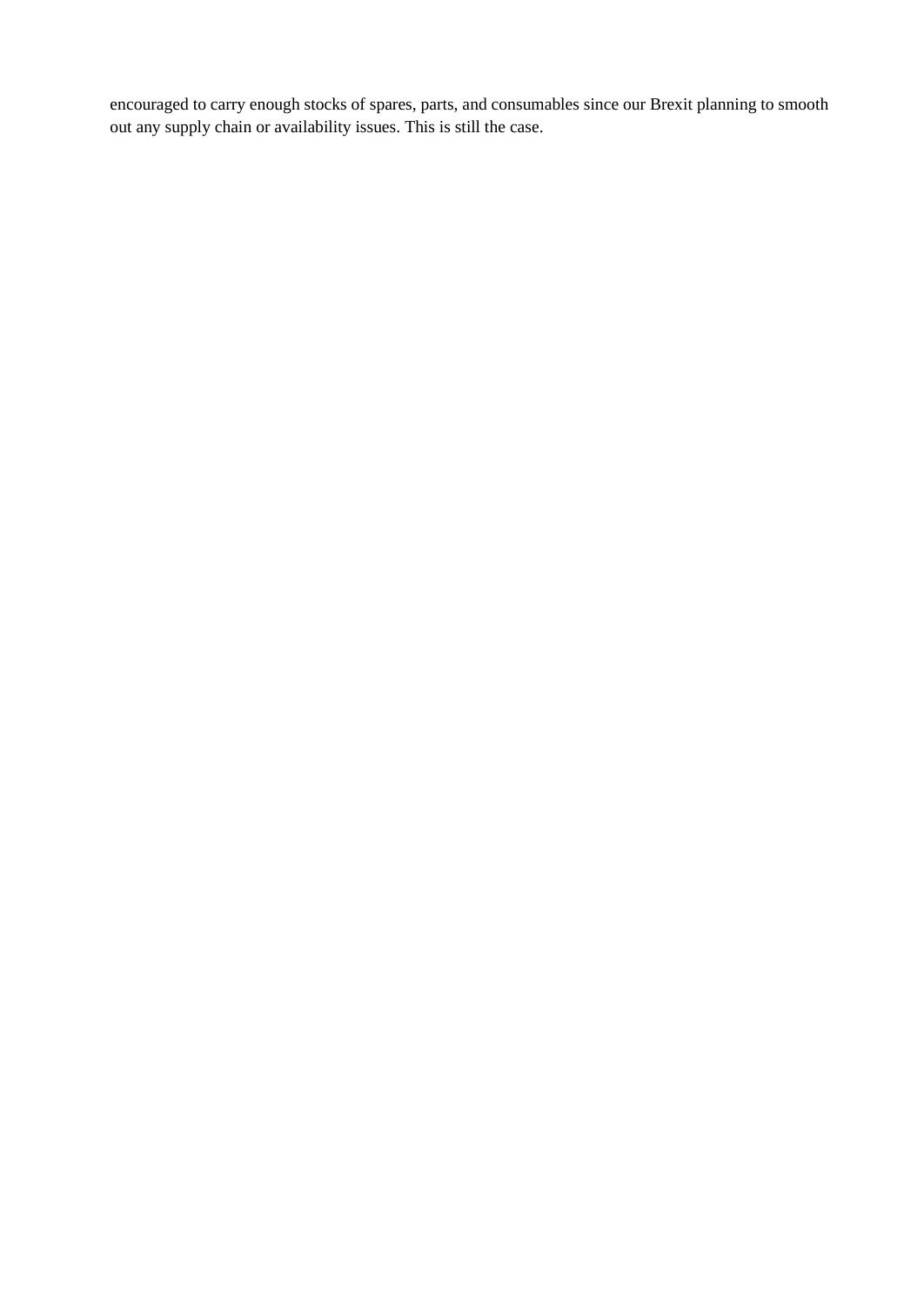encouraged to carry enough stocks of spares, parts, and consumables since our Brexit planning to smooth out any supply chain or availability issues. This is still the case.